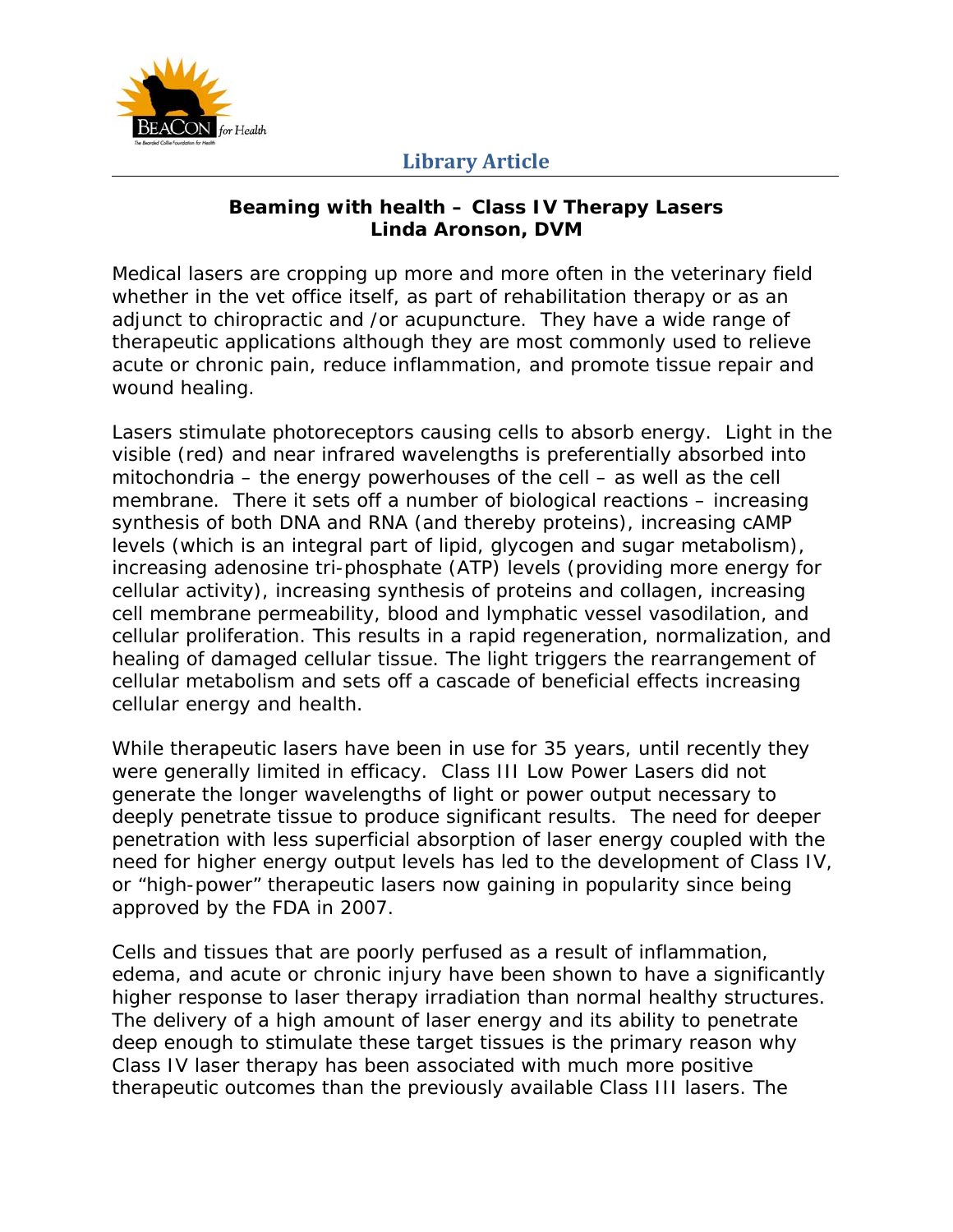**Library Article**

# Beaming with health – Class IV Therapy Lasers

**Linda Aronson, DVM**

Medical lasers are cropping up more and more often in the veterinary field whether in the vet office itself, as part of rehabilitation therapy or as an adjunct to chiropractic and /or acupuncture. They have a wide range of therapeutic applications although they are most commonly used to relieve acute or chronic pain, reduce inflammation, and promote tissue repair and wound healing.

Lasers stimulate photoreceptors causing cells to absorb energy. Light in the visible (red) and near infrared wavelengths is preferentially absorbed into mitochondria – the energy powerhouses of the cell – as well as the cell membrane. There it sets off a number of biological reactions – increasing synthesis of both DNA and RNA (and thereby proteins), increasing cAMP levels (which is an integral part of lipid, glycogen and sugar metabolism), increasing adenosine tri-phosphate (ATP) levels (providing more energy for cellular activity), increasing synthesis of proteins and collagen, increasing cell membrane permeability, blood and lymphatic vessel vasodilation, and cellular proliferation. This results in a rapid regeneration, normalization, and healing of damaged cellular tissue. The light triggers the rearrangement of cellular metabolism and sets off a cascade of beneficial effects increasing cellular energy and health.

While therapeutic lasers have been in use for 35 years, until recently they were generally limited in efficacy. Class III Low Power Lasers did not generate the longer wavelengths of light or power output necessary to deeply penetrate tissue to produce significant results. The need for deeper penetration with less superficial absorption of laser energy coupled with the need for higher energy output levels has led to the development of Class IV, or "high-power" therapeutic lasers now gaining in popularity since being approved by the FDA in 2007.

Cells and tissues that are poorly perfused as a result of inflammation, edema, and acute or chronic injury have been shown to have a significantly higher response to laser therapy irradiation than normal healthy structures. The delivery of a high amount of laser energy and its ability to penetrate deep enough to stimulate these target tissues is the primary reason why Class IV laser therapy has been associated with much more positive therapeutic outcomes than the previously available Class III lasers. The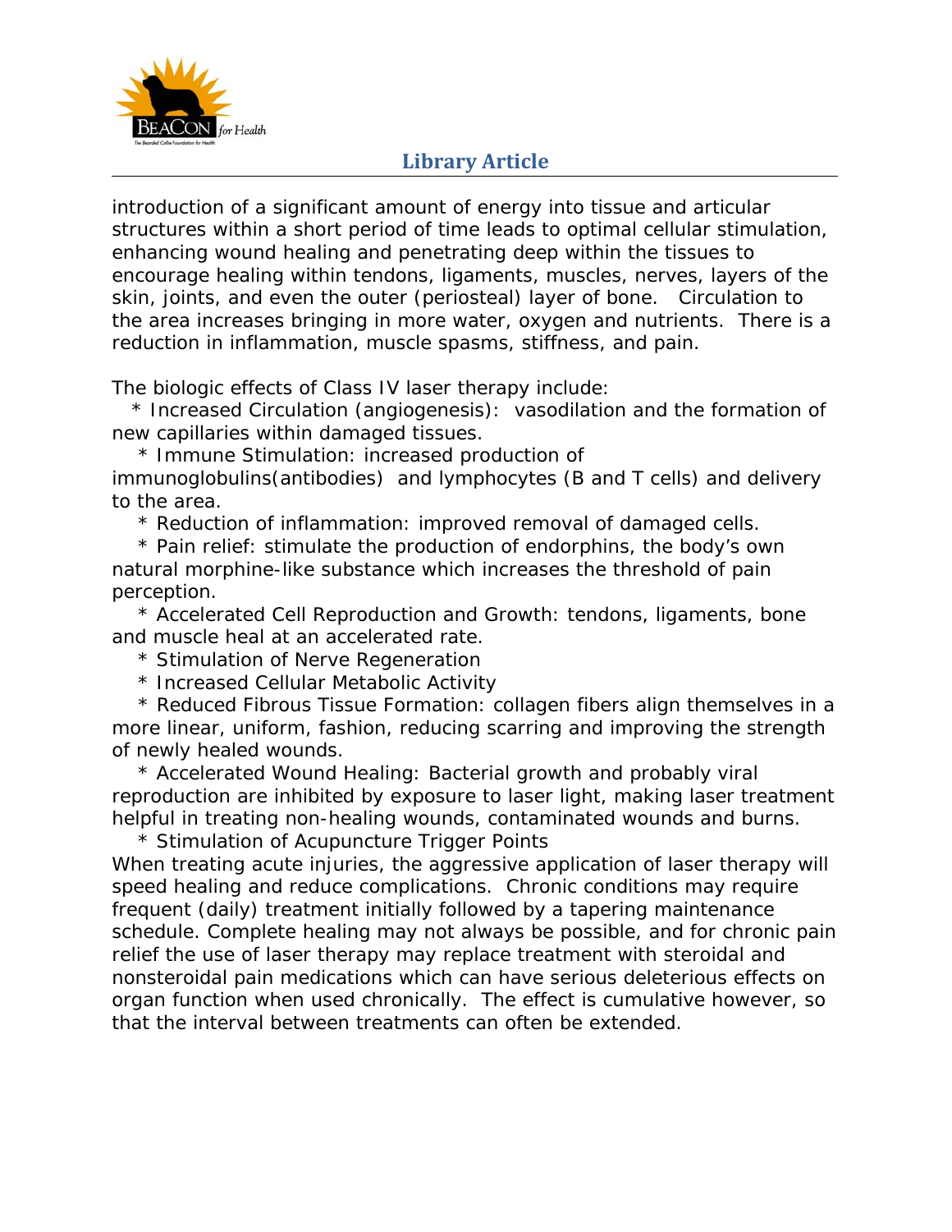introduction of a significant amount of energy into tissue and articular structures within a short period of time leads to optimal cellular stimulation, enhancing wound healing and penetrating deep within the tissues to encourage healing within tendons, ligaments, muscles, nerves, layers of the skin, joints, and even the outer (periosteal) layer of bone. Circulation to the area increases bringing in more water, oxygen and nutrients. There is a reduction in inflammation, muscle spasms, stiffness, and pain.

The biologic effects of Class IV laser therapy include:

* Increased Circulation (angiogenesis): vasodilation and the formation of new capillaries within damaged tissues.
* Immune Stimulation: increased production of immunoglobulins(antibodies) and lymphocytes (B and T cells) and delivery to the area.
* Reduction of inflammation: improved removal of damaged cells.
* Pain relief: stimulate the production of endorphins, the body's own natural morphine-like substance which increases the threshold of pain perception.
* Accelerated Cell Reproduction and Growth: tendons, ligaments, bone and muscle heal at an accelerated rate.
* Stimulation of Nerve Regeneration
* Increased Cellular Metabolic Activity
* Reduced Fibrous Tissue Formation: collagen fibers align themselves in a more linear, uniform, fashion, reducing scarring and improving the strength of newly healed wounds.
* Accelerated Wound Healing: Bacterial growth and probably viral reproduction are inhibited by exposure to laser light, making laser treatment helpful in treating non-healing wounds, contaminated wounds and burns.
* Stimulation of Acupuncture Trigger Points

When treating acute injuries, the aggressive application of laser therapy will speed healing and reduce complications. Chronic conditions may require frequent (daily) treatment initially followed by a tapering maintenance schedule. Complete healing may not always be possible, and for chronic pain relief the use of laser therapy may replace treatment with steroidal and nonsteroidal pain medications which can have serious deleterious effects on organ function when used chronically. The effect is cumulative however, so that the interval between treatments can often be extended.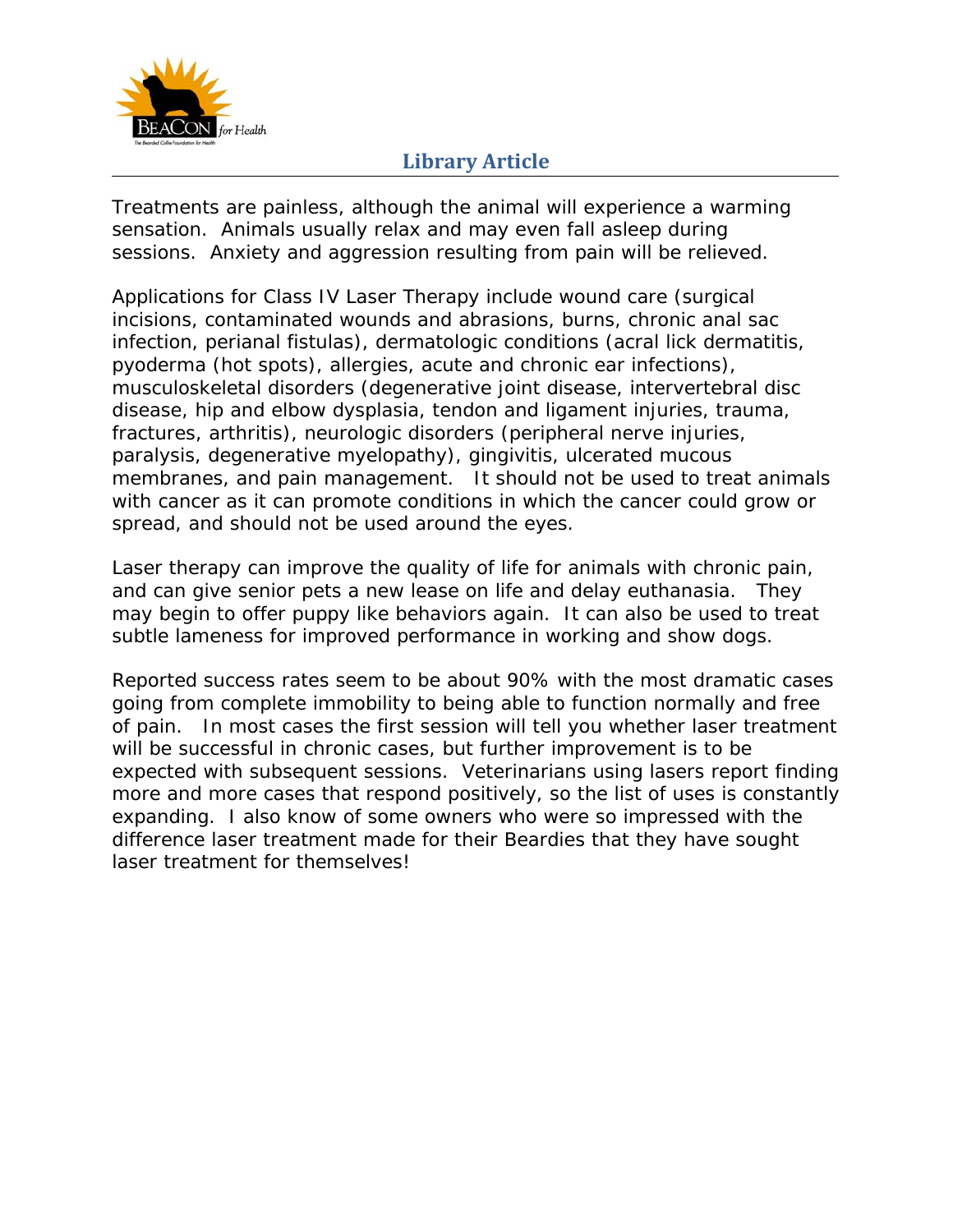Treatments are painless, although the animal will experience a warming sensation. Animals usually relax and may even fall asleep during sessions. Anxiety and aggression resulting from pain will be relieved.

Applications for Class IV Laser Therapy include wound care (surgical incisions, contaminated wounds and abrasions, burns, chronic anal sac infection, perianal fistulas), dermatologic conditions (acral lick dermatitis, pyoderma (hot spots), allergies, acute and chronic ear infections), musculoskeletal disorders (degenerative joint disease, intervertebral disc disease, hip and elbow dysplasia, tendon and ligament injuries, trauma, fractures, arthritis), neurologic disorders (peripheral nerve injuries, paralysis, degenerative myelopathy), gingivitis, ulcerated mucous membranes, and pain management. It should not be used to treat animals with cancer as it can promote conditions in which the cancer could grow or spread, and should not be used around the eyes.

Laser therapy can improve the quality of life for animals with chronic pain, and can give senior pets a new lease on life and delay euthanasia. They may begin to offer puppy like behaviors again. It can also be used to treat subtle lameness for improved performance in working and show dogs.

Reported success rates seem to be about 90% with the most dramatic cases going from complete immobility to being able to function normally and free of pain. In most cases the first session will tell you whether laser treatment will be successful in chronic cases, but further improvement is to be expected with subsequent sessions. Veterinarians using lasers report finding more and more cases that respond positively, so the list of uses is constantly expanding. I also know of some owners who were so impressed with the difference laser treatment made for their Beardies that they have sought laser treatment for themselves!